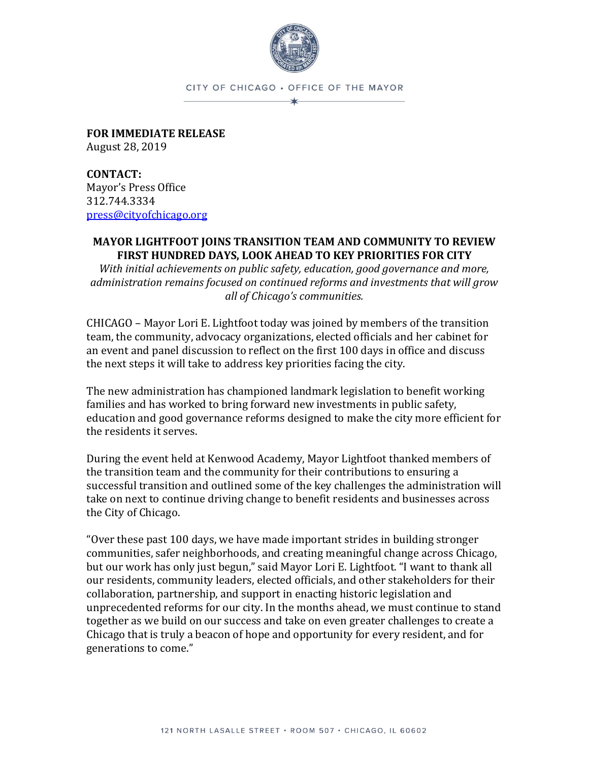CITY OF CHICAGO • OFFICE OF THE MAYOR

**FOR IMMEDIATE RELEASE**
August 28, 2019

**CONTACT:**
Mayor's Press Office
312.744.3334
press@cityofchicago.org

## MAYOR LIGHTFOOT JOINS TRANSITION TEAM AND COMMUNITY TO REVIEW FIRST HUNDRED DAYS, LOOK AHEAD TO KEY PRIORITIES FOR CITY

*With initial achievements on public safety, education, good governance and more, administration remains focused on continued reforms and investments that will grow all of Chicago's communities.*

CHICAGO – Mayor Lori E. Lightfoot today was joined by members of the transition team, the community, advocacy organizations, elected officials and her cabinet for an event and panel discussion to reflect on the first 100 days in office and discuss the next steps it will take to address key priorities facing the city.

The new administration has championed landmark legislation to benefit working families and has worked to bring forward new investments in public safety, education and good governance reforms designed to make the city more efficient for the residents it serves.

During the event held at Kenwood Academy, Mayor Lightfoot thanked members of the transition team and the community for their contributions to ensuring a successful transition and outlined some of the key challenges the administration will take on next to continue driving change to benefit residents and businesses across the City of Chicago.

"Over these past 100 days, we have made important strides in building stronger communities, safer neighborhoods, and creating meaningful change across Chicago, but our work has only just begun," said Mayor Lori E. Lightfoot. "I want to thank all our residents, community leaders, elected officials, and other stakeholders for their collaboration, partnership, and support in enacting historic legislation and unprecedented reforms for our city. In the months ahead, we must continue to stand together as we build on our success and take on even greater challenges to create a Chicago that is truly a beacon of hope and opportunity for every resident, and for generations to come."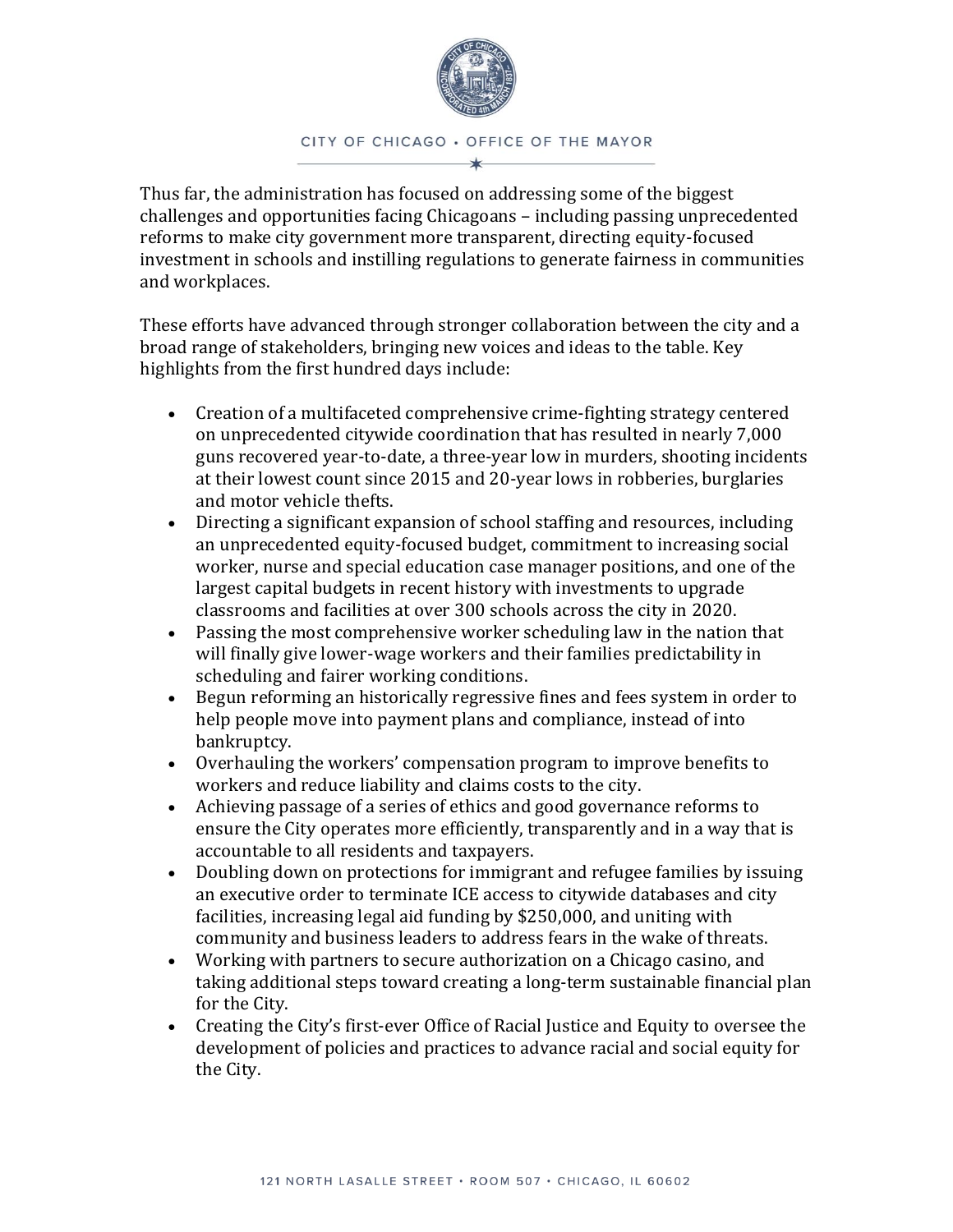Thus far, the administration has focused on addressing some of the biggest challenges and opportunities facing Chicagoans – including passing unprecedented reforms to make city government more transparent, directing equity-focused investment in schools and instilling regulations to generate fairness in communities and workplaces.

These efforts have advanced through stronger collaboration between the city and a broad range of stakeholders, bringing new voices and ideas to the table. Key highlights from the first hundred days include:

- Creation of a multifaceted comprehensive crime-fighting strategy centered on unprecedented citywide coordination that has resulted in nearly 7,000 guns recovered year-to-date, a three-year low in murders, shooting incidents at their lowest count since 2015 and 20-year lows in robberies, burglaries and motor vehicle thefts.
- Directing a significant expansion of school staffing and resources, including an unprecedented equity-focused budget, commitment to increasing social worker, nurse and special education case manager positions, and one of the largest capital budgets in recent history with investments to upgrade classrooms and facilities at over 300 schools across the city in 2020.
- Passing the most comprehensive worker scheduling law in the nation that will finally give lower-wage workers and their families predictability in scheduling and fairer working conditions.
- Begun reforming an historically regressive fines and fees system in order to help people move into payment plans and compliance, instead of into bankruptcy.
- Overhauling the workers' compensation program to improve benefits to workers and reduce liability and claims costs to the city.
- Achieving passage of a series of ethics and good governance reforms to ensure the City operates more efficiently, transparently and in a way that is accountable to all residents and taxpayers.
- Doubling down on protections for immigrant and refugee families by issuing an executive order to terminate ICE access to citywide databases and city facilities, increasing legal aid funding by $250,000, and uniting with community and business leaders to address fears in the wake of threats.
- Working with partners to secure authorization on a Chicago casino, and taking additional steps toward creating a long-term sustainable financial plan for the City.
- Creating the City's first-ever Office of Racial Justice and Equity to oversee the development of policies and practices to advance racial and social equity for the City.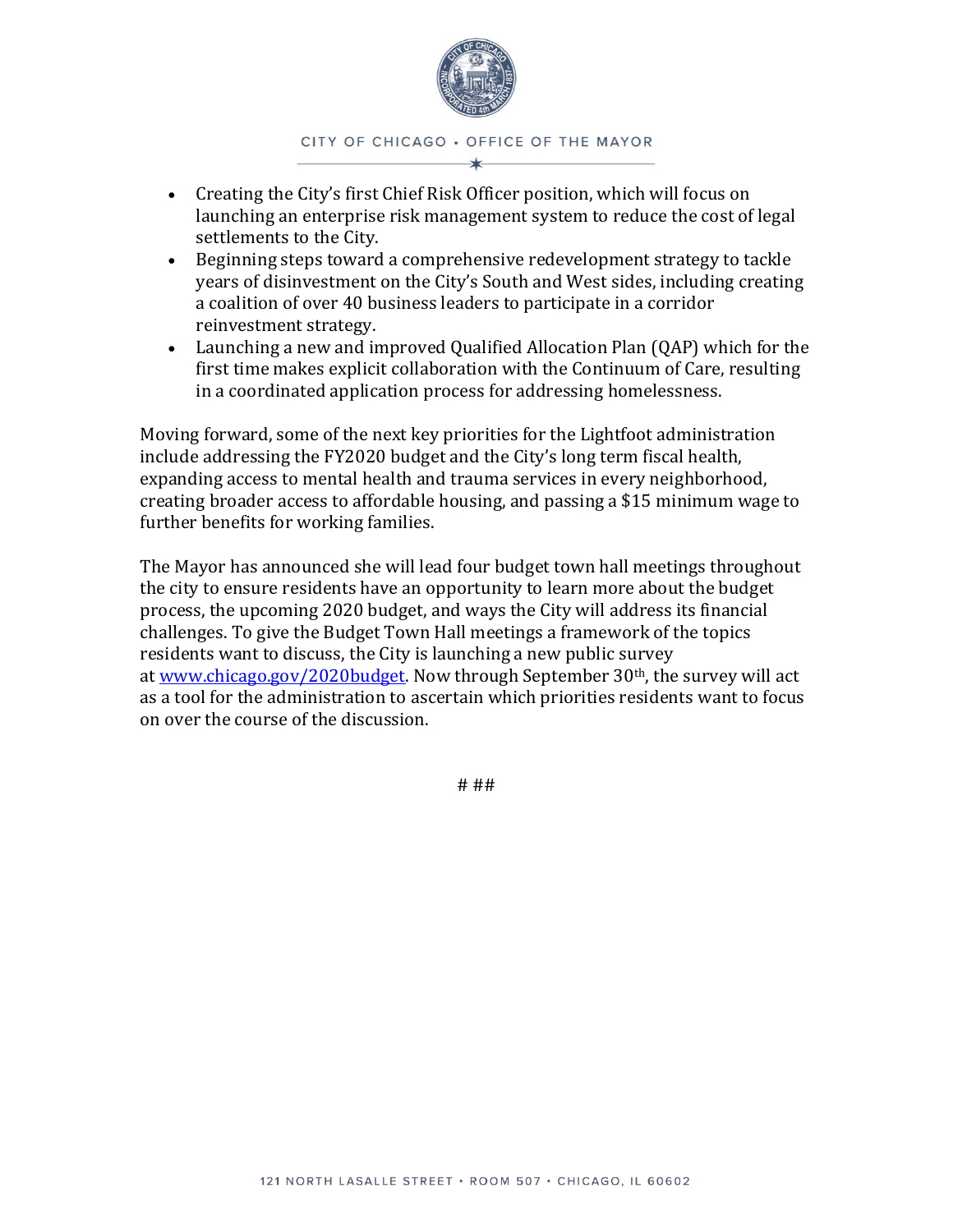- Creating the City's first Chief Risk Officer position, which will focus on launching an enterprise risk management system to reduce the cost of legal settlements to the City.
- Beginning steps toward a comprehensive redevelopment strategy to tackle years of disinvestment on the City's South and West sides, including creating a coalition of over 40 business leaders to participate in a corridor reinvestment strategy.
- Launching a new and improved Qualified Allocation Plan (QAP) which for the first time makes explicit collaboration with the Continuum of Care, resulting in a coordinated application process for addressing homelessness.

Moving forward, some of the next key priorities for the Lightfoot administration include addressing the FY2020 budget and the City's long term fiscal health, expanding access to mental health and trauma services in every neighborhood, creating broader access to affordable housing, and passing a $15 minimum wage to further benefits for working families.

The Mayor has announced she will lead four budget town hall meetings throughout the city to ensure residents have an opportunity to learn more about the budget process, the upcoming 2020 budget, and ways the City will address its financial challenges. To give the Budget Town Hall meetings a framework of the topics residents want to discuss, the City is launching a new public survey at [www.chicago.gov/2020budget](www.chicago.gov/2020budget). Now through September 30th, the survey will act as a tool for the administration to ascertain which priorities residents want to focus on over the course of the discussion.

# ##